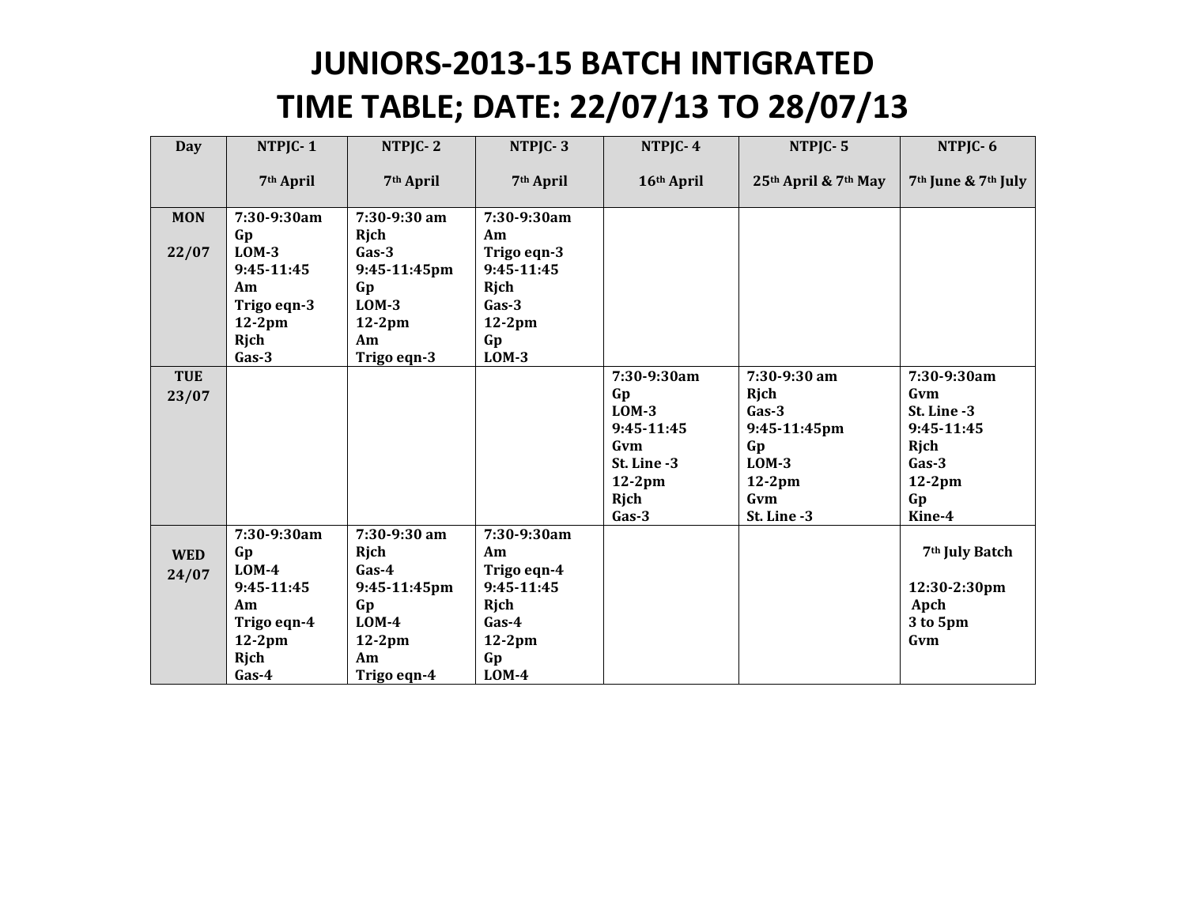# JUNIORS-2013-15 BATCH INTIGRATED
# TIME TABLE; DATE: 22/07/13 TO 28/07/13

| Day | NTPJC- 1<br>7th April | NTPJC- 2<br>7th April | NTPJC- 3<br>7th April | NTPJC- 4<br>16th April | NTPJC- 5<br>25th April & 7th May | NTPJC- 6<br>7th June & 7th July |
|---|---|---|---|---|---|---|
| **MON**<br>**22/07** | 7:30-9:30am<br>Gp<br>LOM-3<br>9:45-11:45<br>Am<br>Trigo eqn-3<br>12-2pm<br>Rjch<br>Gas-3 | 7:30-9:30 am<br>Rjch<br>Gas-3<br>9:45-11:45pm<br>Gp<br>LOM-3<br>12-2pm<br>Am<br>Trigo eqn-3 | 7:30-9:30am<br>Am<br>Trigo eqn-3<br>9:45-11:45<br>Rjch<br>Gas-3<br>12-2pm<br>Gp<br>LOM-3 | | | |
| **TUE**<br>**23/07** | | | | 7:30-9:30am<br>Gp<br>LOM-3<br>9:45-11:45<br>Gvm<br>St. Line -3<br>12-2pm<br>Rjch<br>Gas-3 | 7:30-9:30 am<br>Rjch<br>Gas-3<br>9:45-11:45pm<br>Gp<br>LOM-3<br>12-2pm<br>Gvm<br>St. Line -3 | 7:30-9:30am<br>Gvm<br>St. Line -3<br>9:45-11:45<br>Rjch<br>Gas-3<br>12-2pm<br>Gp<br>Kine-4 |
| **WED**<br>**24/07** | 7:30-9:30am<br>Gp<br>LOM-4<br>9:45-11:45<br>Am<br>Trigo eqn-4<br>12-2pm<br>Rjch<br>Gas-4 | 7:30-9:30 am<br>Rjch<br>Gas-4<br>9:45-11:45pm<br>Gp<br>LOM-4<br>12-2pm<br>Am<br>Trigo eqn-4 | 7:30-9:30am<br>Am<br>Trigo eqn-4<br>9:45-11:45<br>Rjch<br>Gas-4<br>12-2pm<br>Gp<br>LOM-4 | | | 7th July Batch<br>12:30-2:30pm<br>Apch<br>3 to 5pm<br>Gvm |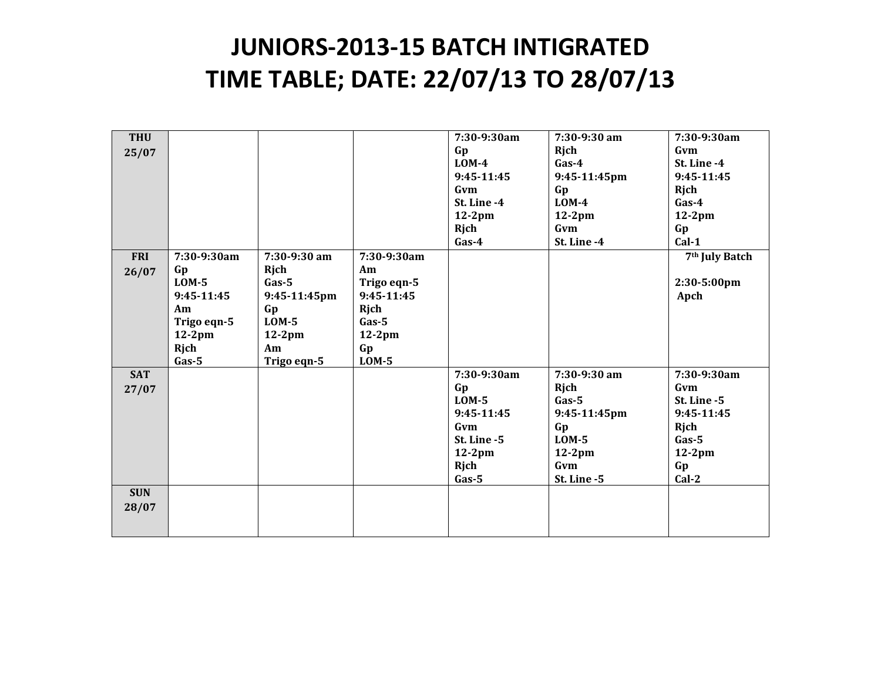# JUNIORS-2013-15 BATCH INTIGRATED TIME TABLE; DATE: 22/07/13 TO 28/07/13

| | | | | | | |
|---|---|---|---|---|---|---|
| **THU 25/07** | | | | **7:30-9:30am Gp LOM-4 9:45-11:45 Gvm St. Line -4 12-2pm Rjch Gas-4** | **7:30-9:30 am Rjch Gas-4 9:45-11:45pm Gp LOM-4 12-2pm Gvm St. Line -4** | **7:30-9:30am Gvm St. Line -4 9:45-11:45 Rjch Gas-4 12-2pm Gp Cal-1** |
| **FRI 26/07** | **7:30-9:30am Gp LOM-5 9:45-11:45 Am Trigo eqn-5 12-2pm Rjch Gas-5** | **7:30-9:30 am Rjch Gas-5 9:45-11:45pm Gp LOM-5 12-2pm Am Trigo eqn-5** | **7:30-9:30am Am Trigo eqn-5 9:45-11:45 Rjch Gas-5 12-2pm Gp LOM-5** | | | **7th July Batch 2:30-5:00pm Apch** |
| **SAT 27/07** | | | | **7:30-9:30am Gp LOM-5 9:45-11:45 Gvm St. Line -5 12-2pm Rjch Gas-5** | **7:30-9:30 am Rjch Gas-5 9:45-11:45pm Gp LOM-5 12-2pm Gvm St. Line -5** | **7:30-9:30am Gvm St. Line -5 9:45-11:45 Rjch Gas-5 12-2pm Gp Cal-2** |
| **SUN 28/07** | | | | | | |